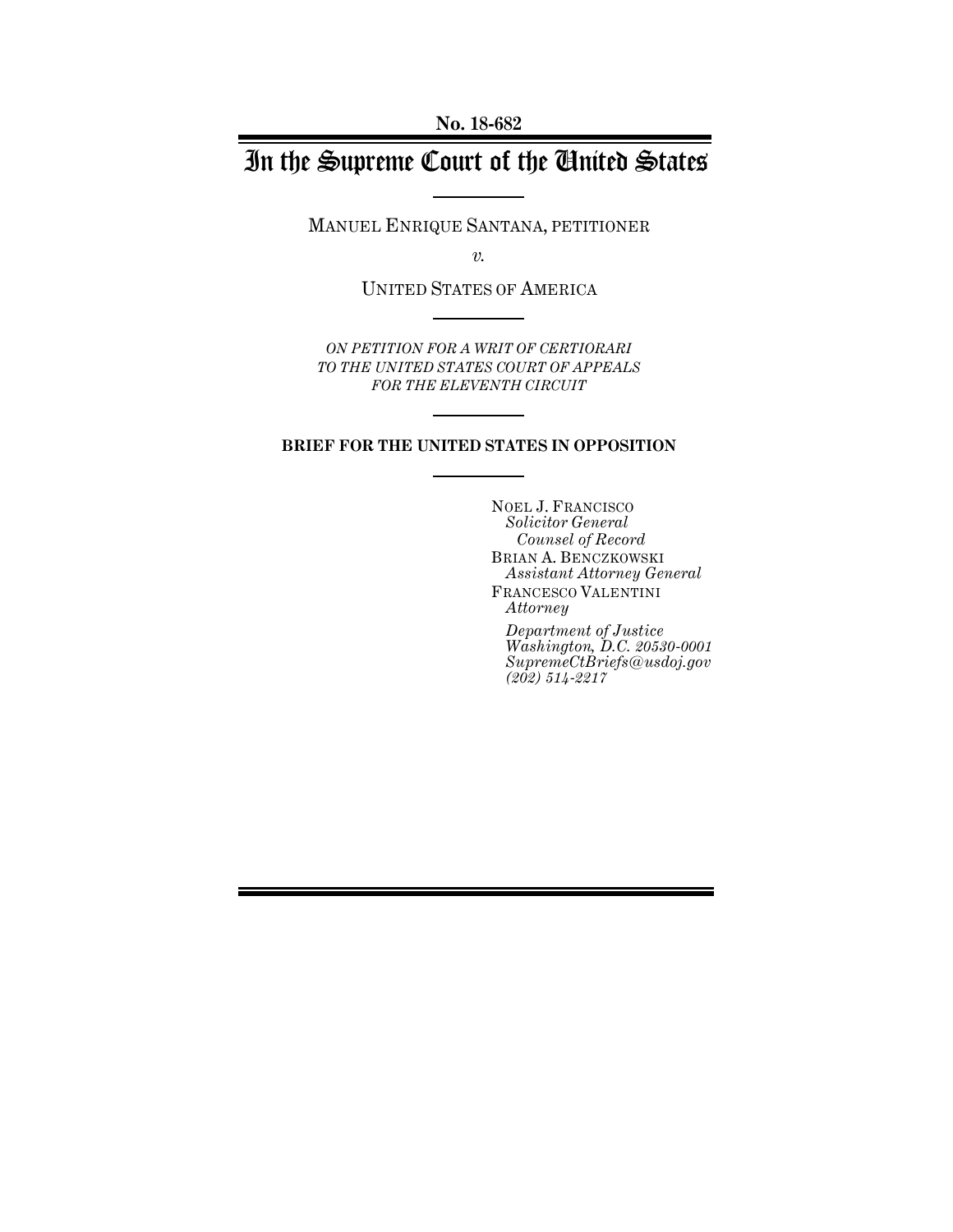**No. 18-682**

# In the Supreme Court of the United States

MANUEL ENRIQUE SANTANA, PETITIONER

*v.*

UNITED STATES OF AMERICA

*ON PETITION FOR A WRIT OF CERTIORARI TO THE UNITED STATES COURT OF APPEALS FOR THE ELEVENTH CIRCUIT*

**BRIEF FOR THE UNITED STATES IN OPPOSITION**

NOEL J. FRANCISCO
*Solicitor General*
*Counsel of Record*
BRIAN A. BENCZKOWSKI
*Assistant Attorney General*
FRANCESCO VALENTINI
*Attorney*

*Department of Justice*
*Washington, D.C. 20530-0001*
*SupremeCtBriefs@usdoj.gov*
*(202) 514-2217*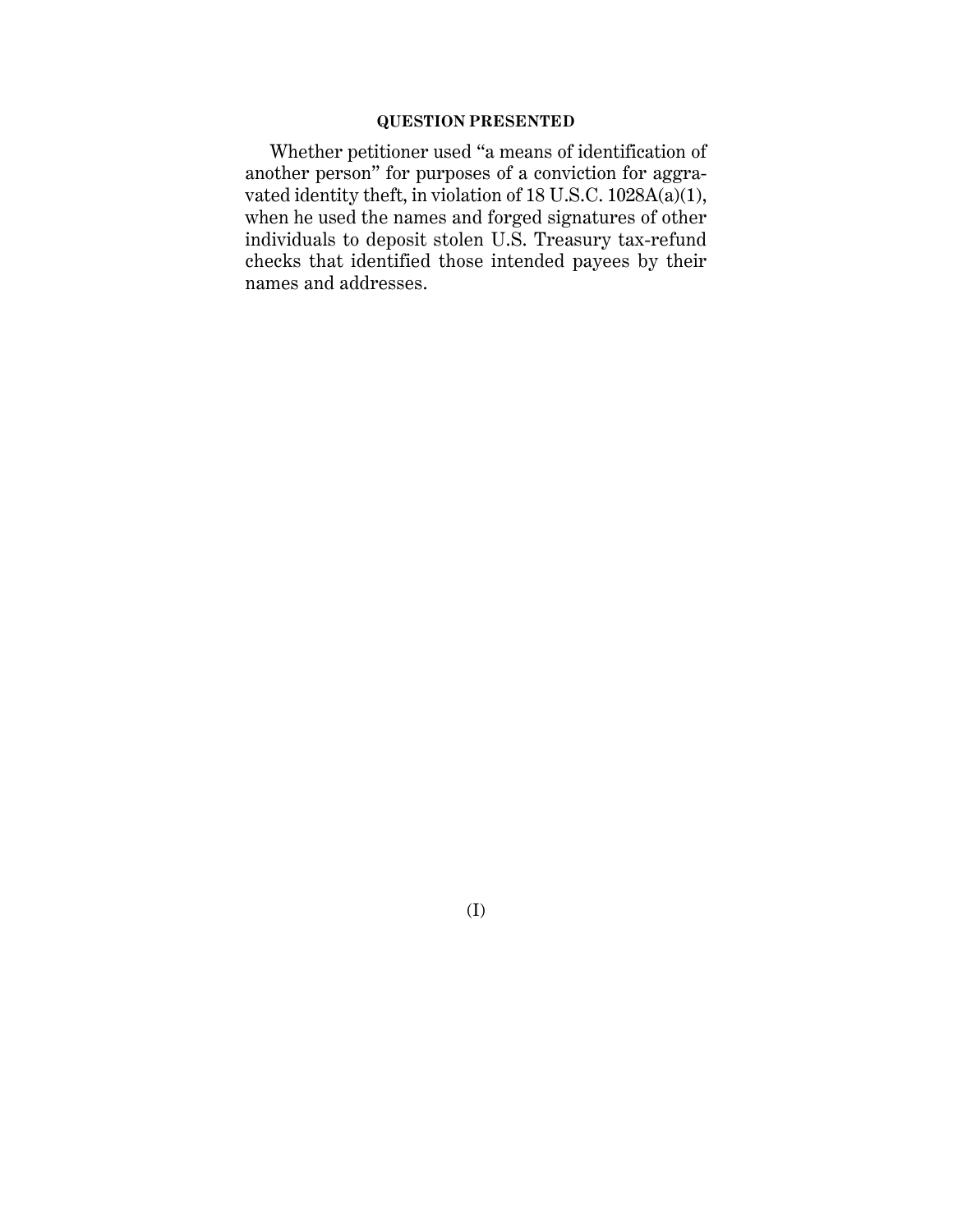## QUESTION PRESENTED

Whether petitioner used "a means of identification of another person" for purposes of a conviction for aggravated identity theft, in violation of 18 U.S.C. 1028A(a)(1), when he used the names and forged signatures of other individuals to deposit stolen U.S. Treasury tax-refund checks that identified those intended payees by their names and addresses.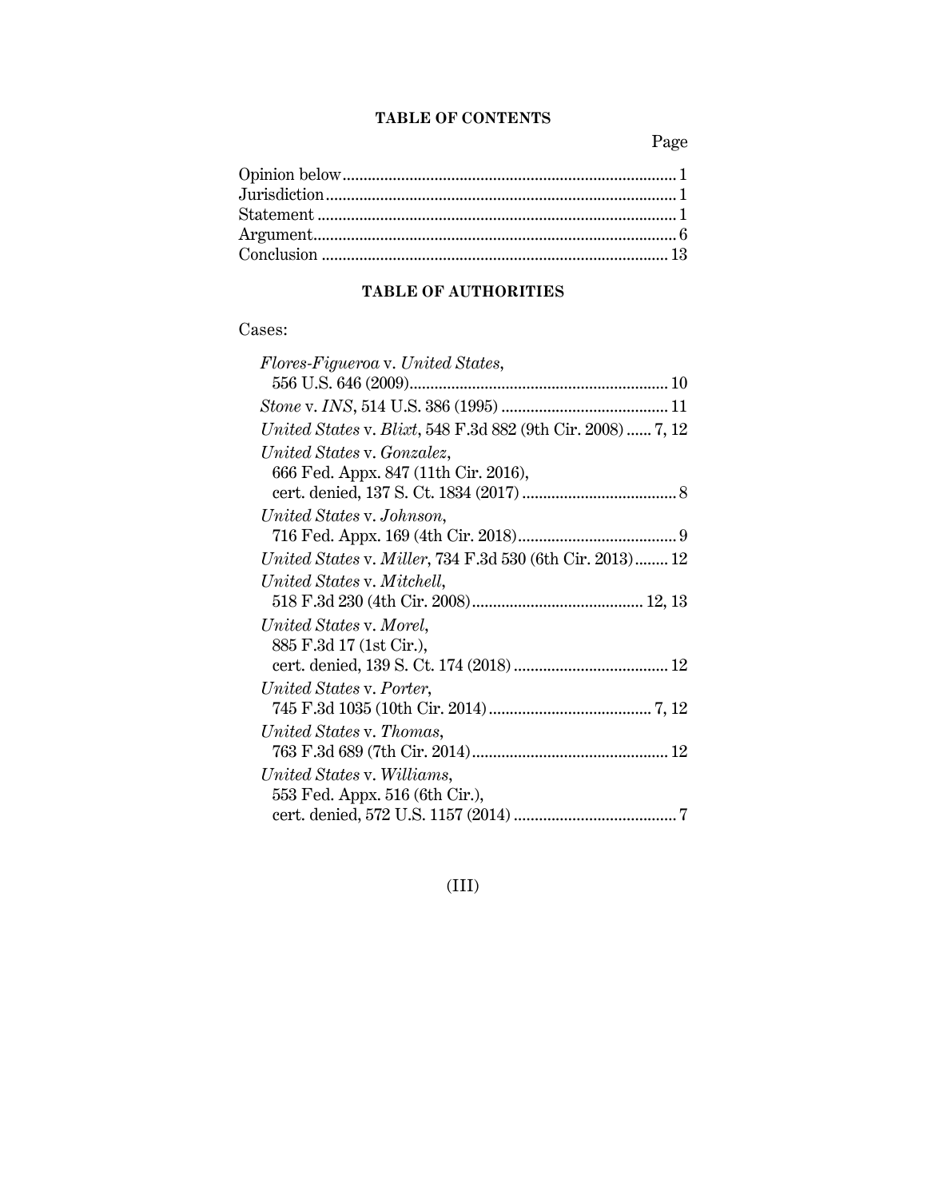## TABLE OF CONTENTS

| | Page |
|---|---|
| Opinion below | 1 |
| Jurisdiction | 1 |
| Statement | 1 |
| Argument | 6 |
| Conclusion | 13 |

## TABLE OF AUTHORITIES

Cases:

| | |
|---|---|
| *Flores-Figueroa* v. *United States*, 556 U.S. 646 (2009) | 10 |
| *Stone* v. *INS*, 514 U.S. 386 (1995) | 11 |
| *United States* v. *Blixt*, 548 F.3d 882 (9th Cir. 2008) | 7, 12 |
| *United States* v. *Gonzalez*, 666 Fed. Appx. 847 (11th Cir. 2016), cert. denied, 137 S. Ct. 1834 (2017) | 8 |
| *United States* v. *Johnson*, 716 Fed. Appx. 169 (4th Cir. 2018) | 9 |
| *United States* v. *Miller*, 734 F.3d 530 (6th Cir. 2013) | 12 |
| *United States* v. *Mitchell*, 518 F.3d 230 (4th Cir. 2008) | 12, 13 |
| *United States* v. *Morel*, 885 F.3d 17 (1st Cir.), cert. denied, 139 S. Ct. 174 (2018) | 12 |
| *United States* v. *Porter*, 745 F.3d 1035 (10th Cir. 2014) | 7, 12 |
| *United States* v. *Thomas*, 763 F.3d 689 (7th Cir. 2014) | 12 |
| *United States* v. *Williams*, 553 Fed. Appx. 516 (6th Cir.), cert. denied, 572 U.S. 1157 (2014) | 7 |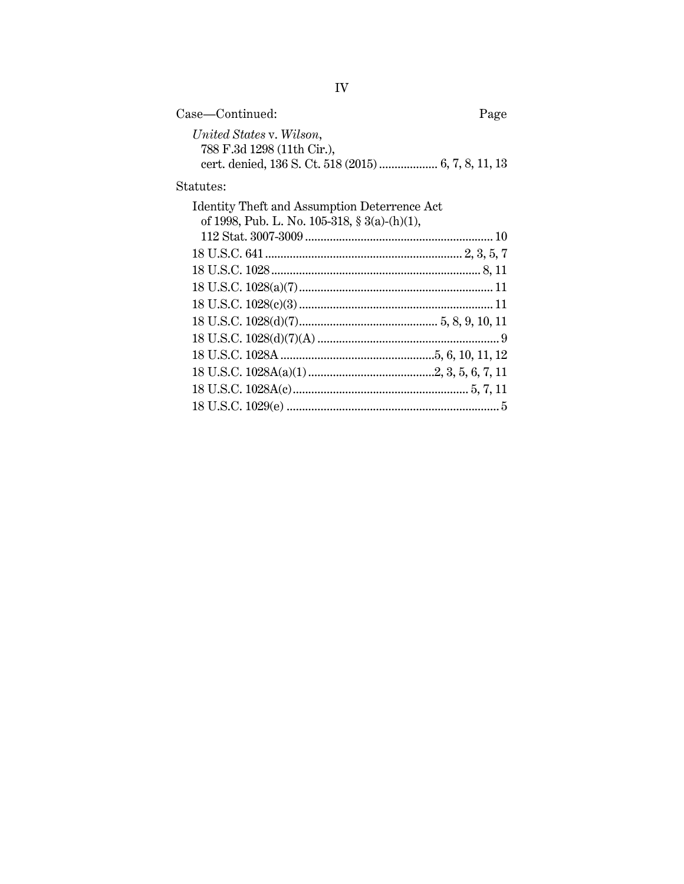Case—Continued: Page

*United States* v. *Wilson*, 788 F.3d 1298 (11th Cir.), cert. denied, 136 S. Ct. 518 (2015) .................. 6, 7, 8, 11, 13

Statutes:

Identity Theft and Assumption Deterrence Act of 1998, Pub. L. No. 105-318, § 3(a)-(h)(1), 112 Stat. 3007-3009 ............................................................ 10

18 U.S.C. 641 ............................................................... 2, 3, 5, 7

18 U.S.C. 1028 ................................................................... 8, 11

18 U.S.C. 1028(a)(7) .............................................................. 11

18 U.S.C. 1028(c)(3) .............................................................. 11

18 U.S.C. 1028(d)(7)............................................ 5, 8, 9, 10, 11

18 U.S.C. 1028(d)(7)(A) .......................................................... 9

18 U.S.C. 1028A .................................................5, 6, 10, 11, 12

18 U.S.C. 1028A(a)(1) ........................................2, 3, 5, 6, 7, 11

18 U.S.C. 1028A(c)........................................................ 5, 7, 11

18 U.S.C. 1029(e) .................................................................... 5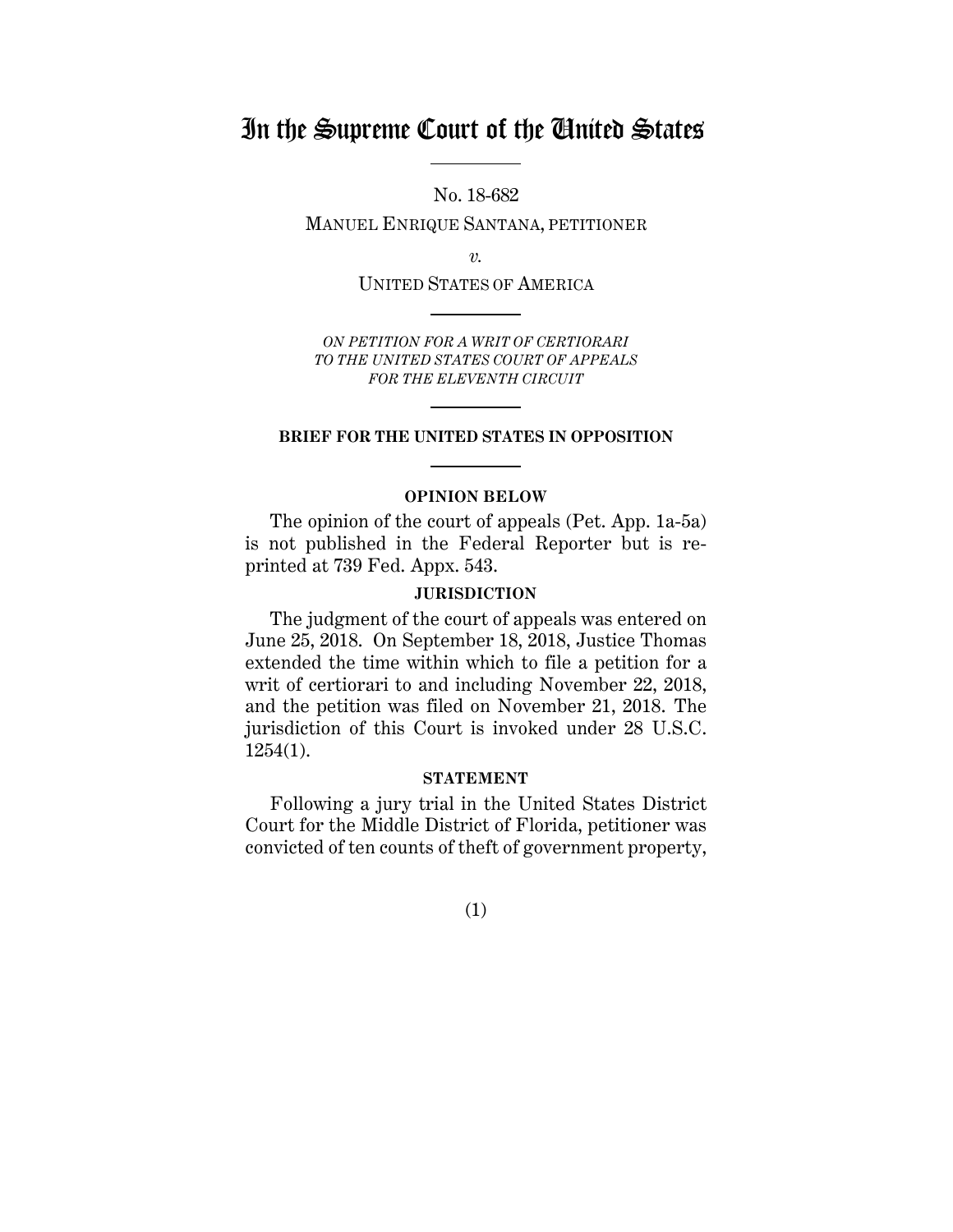# In the Supreme Court of the United States

No. 18-682

MANUEL ENRIQUE SANTANA, PETITIONER

*v.*

UNITED STATES OF AMERICA

*ON PETITION FOR A WRIT OF CERTIORARI TO THE UNITED STATES COURT OF APPEALS FOR THE ELEVENTH CIRCUIT*

**BRIEF FOR THE UNITED STATES IN OPPOSITION**

**OPINION BELOW**

The opinion of the court of appeals (Pet. App. 1a-5a) is not published in the Federal Reporter but is reprinted at 739 Fed. Appx. 543.

**JURISDICTION**

The judgment of the court of appeals was entered on June 25, 2018. On September 18, 2018, Justice Thomas extended the time within which to file a petition for a writ of certiorari to and including November 22, 2018, and the petition was filed on November 21, 2018. The jurisdiction of this Court is invoked under 28 U.S.C. 1254(1).

**STATEMENT**

Following a jury trial in the United States District Court for the Middle District of Florida, petitioner was convicted of ten counts of theft of government property,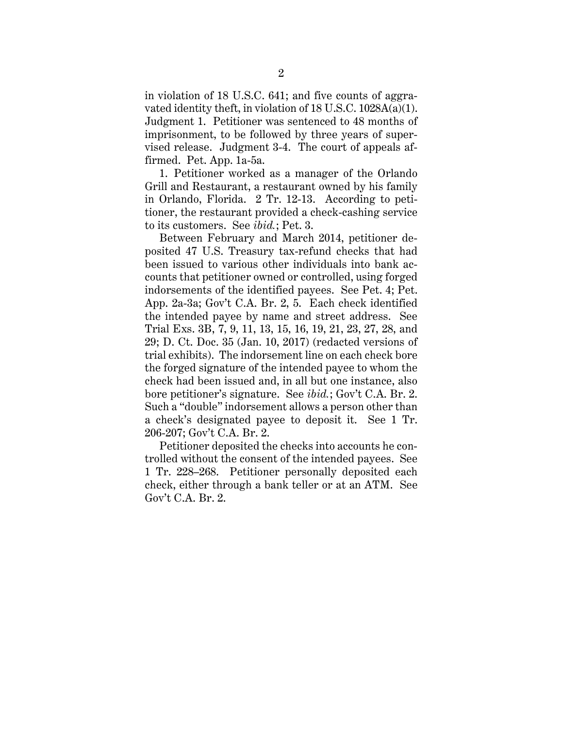in violation of 18 U.S.C. 641; and five counts of aggravated identity theft, in violation of 18 U.S.C. 1028A(a)(1). Judgment 1. Petitioner was sentenced to 48 months of imprisonment, to be followed by three years of supervised release. Judgment 3-4. The court of appeals affirmed. Pet. App. 1a-5a.

1. Petitioner worked as a manager of the Orlando Grill and Restaurant, a restaurant owned by his family in Orlando, Florida. 2 Tr. 12-13. According to petitioner, the restaurant provided a check-cashing service to its customers. See *ibid.*; Pet. 3.

Between February and March 2014, petitioner deposited 47 U.S. Treasury tax-refund checks that had been issued to various other individuals into bank accounts that petitioner owned or controlled, using forged indorsements of the identified payees. See Pet. 4; Pet. App. 2a-3a; Gov't C.A. Br. 2, 5. Each check identified the intended payee by name and street address. See Trial Exs. 3B, 7, 9, 11, 13, 15, 16, 19, 21, 23, 27, 28, and 29; D. Ct. Doc. 35 (Jan. 10, 2017) (redacted versions of trial exhibits). The indorsement line on each check bore the forged signature of the intended payee to whom the check had been issued and, in all but one instance, also bore petitioner's signature. See *ibid.*; Gov't C.A. Br. 2. Such a "double" indorsement allows a person other than a check's designated payee to deposit it. See 1 Tr. 206-207; Gov't C.A. Br. 2.

Petitioner deposited the checks into accounts he controlled without the consent of the intended payees. See 1 Tr. 228–268. Petitioner personally deposited each check, either through a bank teller or at an ATM. See Gov't C.A. Br. 2.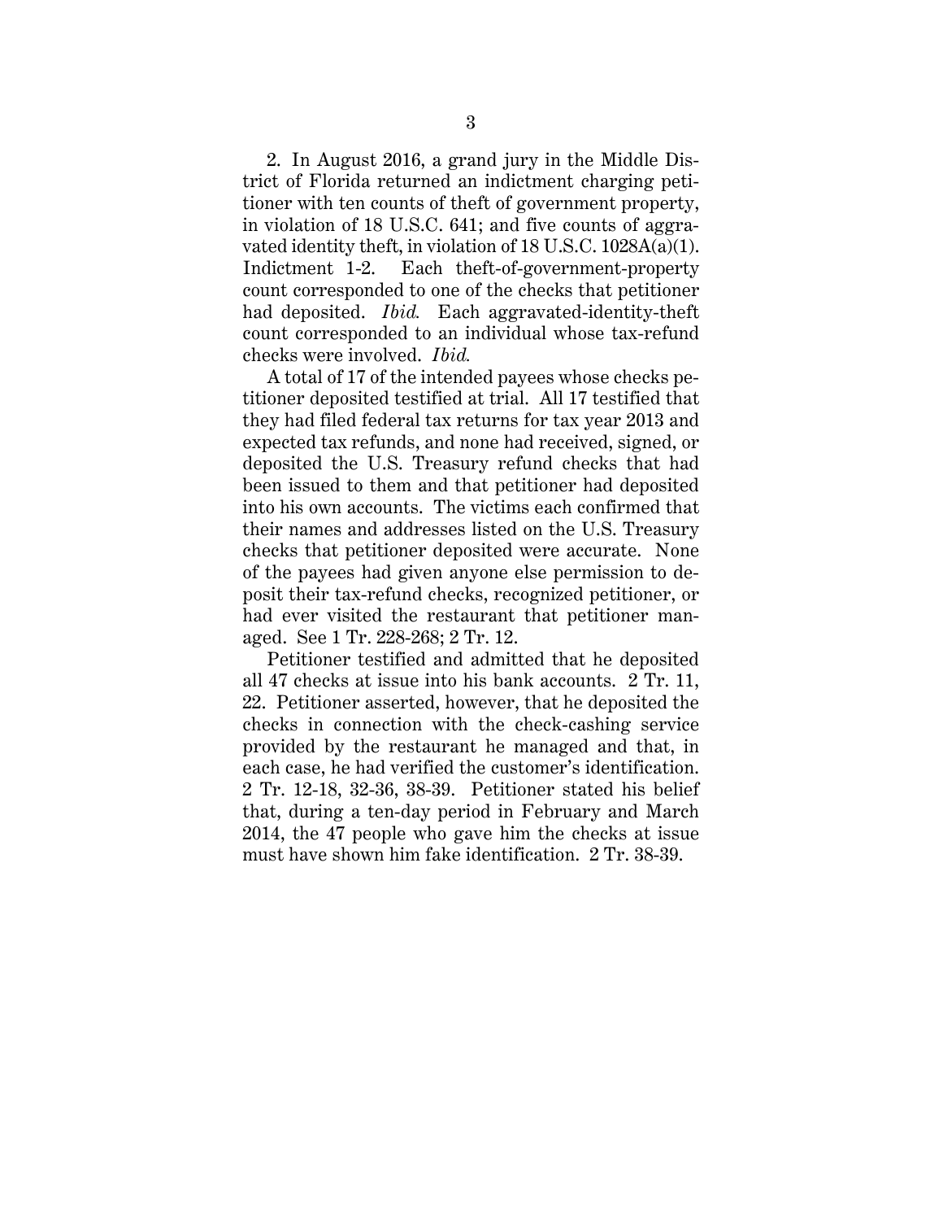2. In August 2016, a grand jury in the Middle District of Florida returned an indictment charging petitioner with ten counts of theft of government property, in violation of 18 U.S.C. 641; and five counts of aggravated identity theft, in violation of 18 U.S.C. 1028A(a)(1). Indictment 1-2. Each theft-of-government-property count corresponded to one of the checks that petitioner had deposited. *Ibid.* Each aggravated-identity-theft count corresponded to an individual whose tax-refund checks were involved. *Ibid.*

A total of 17 of the intended payees whose checks petitioner deposited testified at trial. All 17 testified that they had filed federal tax returns for tax year 2013 and expected tax refunds, and none had received, signed, or deposited the U.S. Treasury refund checks that had been issued to them and that petitioner had deposited into his own accounts. The victims each confirmed that their names and addresses listed on the U.S. Treasury checks that petitioner deposited were accurate. None of the payees had given anyone else permission to deposit their tax-refund checks, recognized petitioner, or had ever visited the restaurant that petitioner managed. See 1 Tr. 228-268; 2 Tr. 12.

Petitioner testified and admitted that he deposited all 47 checks at issue into his bank accounts. 2 Tr. 11, 22. Petitioner asserted, however, that he deposited the checks in connection with the check-cashing service provided by the restaurant he managed and that, in each case, he had verified the customer's identification. 2 Tr. 12-18, 32-36, 38-39. Petitioner stated his belief that, during a ten-day period in February and March 2014, the 47 people who gave him the checks at issue must have shown him fake identification. 2 Tr. 38-39.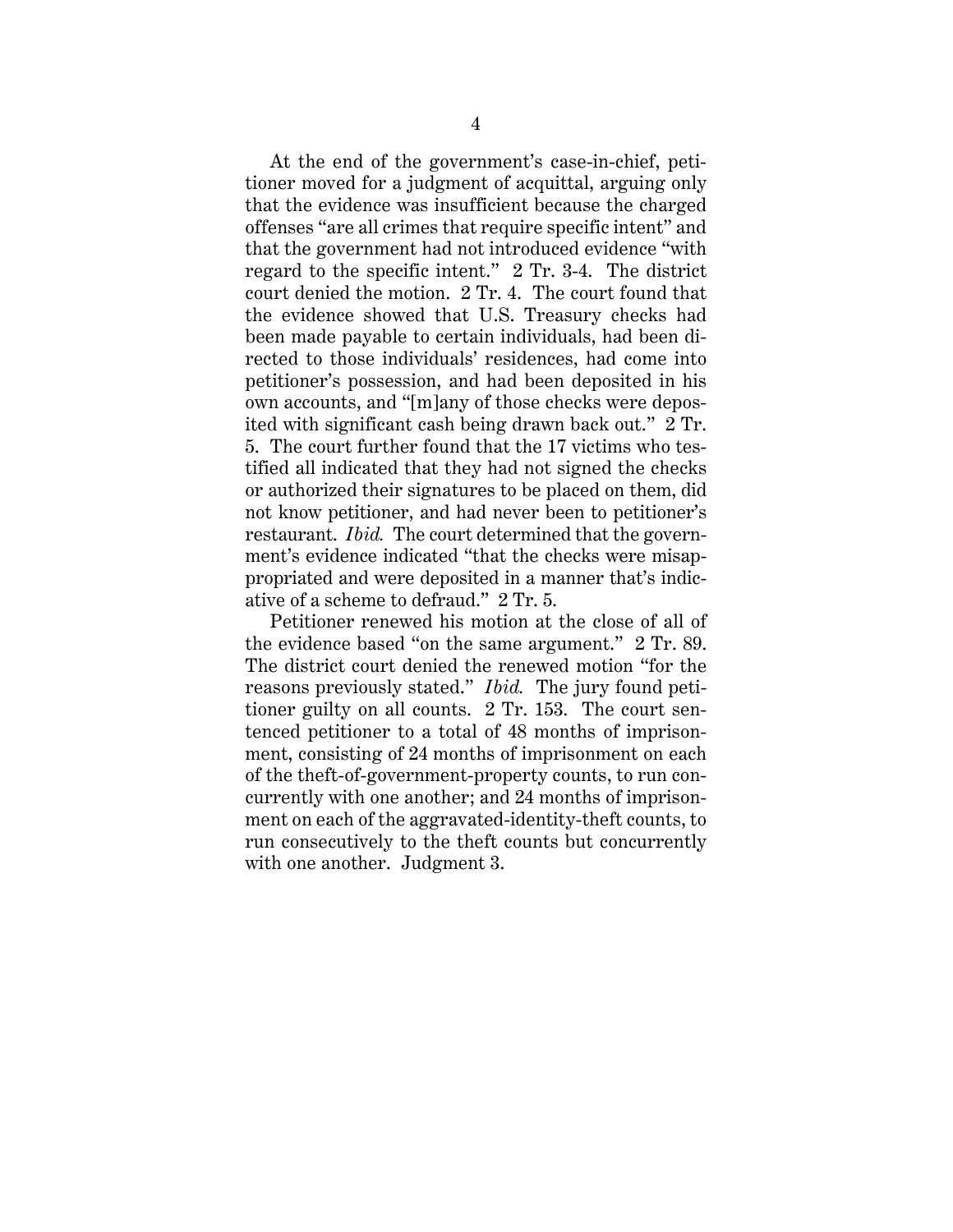At the end of the government's case-in-chief, petitioner moved for a judgment of acquittal, arguing only that the evidence was insufficient because the charged offenses "are all crimes that require specific intent" and that the government had not introduced evidence "with regard to the specific intent." 2 Tr. 3-4. The district court denied the motion. 2 Tr. 4. The court found that the evidence showed that U.S. Treasury checks had been made payable to certain individuals, had been directed to those individuals' residences, had come into petitioner's possession, and had been deposited in his own accounts, and "[m]any of those checks were deposited with significant cash being drawn back out." 2 Tr. 5. The court further found that the 17 victims who testified all indicated that they had not signed the checks or authorized their signatures to be placed on them, did not know petitioner, and had never been to petitioner's restaurant. *Ibid.* The court determined that the government's evidence indicated "that the checks were misappropriated and were deposited in a manner that's indicative of a scheme to defraud." 2 Tr. 5.

Petitioner renewed his motion at the close of all of the evidence based "on the same argument." 2 Tr. 89. The district court denied the renewed motion "for the reasons previously stated." *Ibid.* The jury found petitioner guilty on all counts. 2 Tr. 153. The court sentenced petitioner to a total of 48 months of imprisonment, consisting of 24 months of imprisonment on each of the theft-of-government-property counts, to run concurrently with one another; and 24 months of imprisonment on each of the aggravated-identity-theft counts, to run consecutively to the theft counts but concurrently with one another. Judgment 3.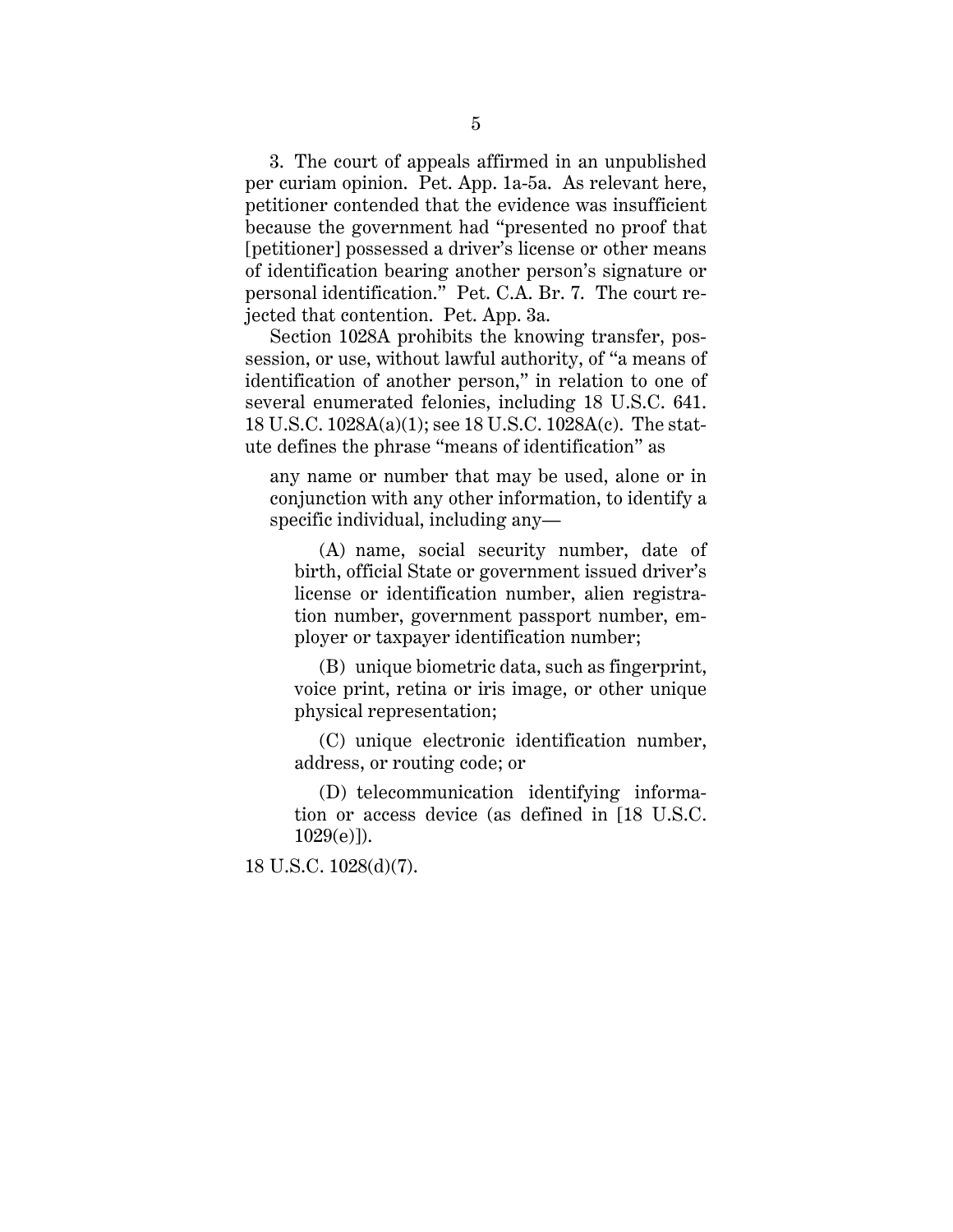3. The court of appeals affirmed in an unpublished per curiam opinion. Pet. App. 1a-5a. As relevant here, petitioner contended that the evidence was insufficient because the government had "presented no proof that [petitioner] possessed a driver's license or other means of identification bearing another person's signature or personal identification." Pet. C.A. Br. 7. The court rejected that contention. Pet. App. 3a.

Section 1028A prohibits the knowing transfer, possession, or use, without lawful authority, of "a means of identification of another person," in relation to one of several enumerated felonies, including 18 U.S.C. 641. 18 U.S.C. 1028A(a)(1); see 18 U.S.C. 1028A(c). The statute defines the phrase "means of identification" as

> any name or number that may be used, alone or in conjunction with any other information, to identify a specific individual, including any—
>
> (A) name, social security number, date of birth, official State or government issued driver's license or identification number, alien registration number, government passport number, employer or taxpayer identification number;
>
> (B) unique biometric data, such as fingerprint, voice print, retina or iris image, or other unique physical representation;
>
> (C) unique electronic identification number, address, or routing code; or
>
> (D) telecommunication identifying information or access device (as defined in [18 U.S.C. 1029(e)]).

18 U.S.C. 1028(d)(7).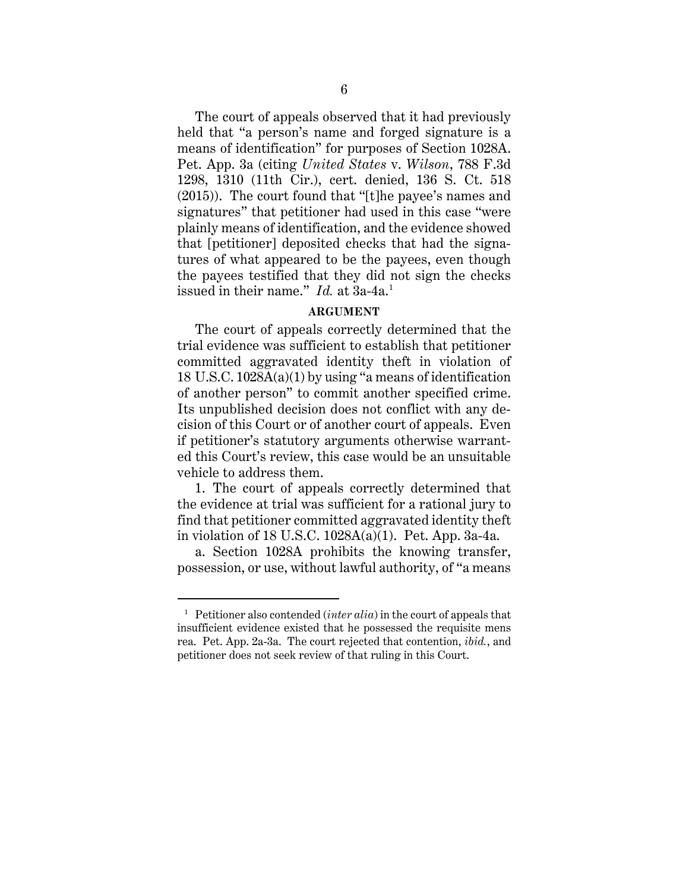The court of appeals observed that it had previously held that "a person's name and forged signature is a means of identification" for purposes of Section 1028A. Pet. App. 3a (citing *United States* v. *Wilson*, 788 F.3d 1298, 1310 (11th Cir.), cert. denied, 136 S. Ct. 518 (2015)). The court found that "[t]he payee's names and signatures" that petitioner had used in this case "were plainly means of identification, and the evidence showed that [petitioner] deposited checks that had the signatures of what appeared to be the payees, even though the payees testified that they did not sign the checks issued in their name." *Id.* at 3a-4a.[1]

## ARGUMENT

The court of appeals correctly determined that the trial evidence was sufficient to establish that petitioner committed aggravated identity theft in violation of 18 U.S.C. 1028A(a)(1) by using "a means of identification of another person" to commit another specified crime. Its unpublished decision does not conflict with any decision of this Court or of another court of appeals. Even if petitioner's statutory arguments otherwise warranted this Court's review, this case would be an unsuitable vehicle to address them.

1. The court of appeals correctly determined that the evidence at trial was sufficient for a rational jury to find that petitioner committed aggravated identity theft in violation of 18 U.S.C. 1028A(a)(1). Pet. App. 3a-4a.

a. Section 1028A prohibits the knowing transfer, possession, or use, without lawful authority, of "a means

---

[1] Petitioner also contended (*inter alia*) in the court of appeals that insufficient evidence existed that he possessed the requisite mens rea. Pet. App. 2a-3a. The court rejected that contention, *ibid.*, and petitioner does not seek review of that ruling in this Court.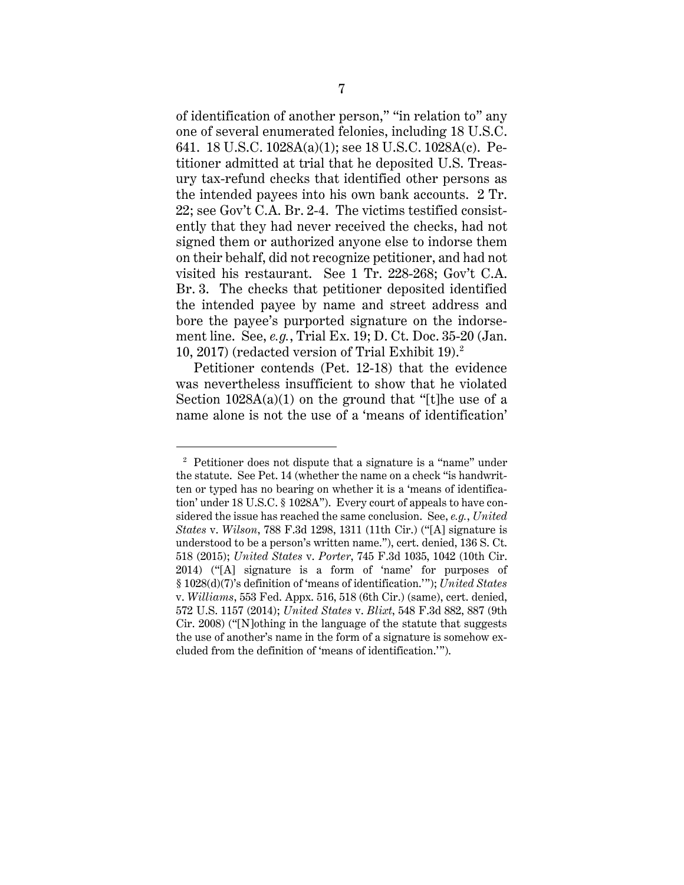of identification of another person," "in relation to" any one of several enumerated felonies, including 18 U.S.C. 641. 18 U.S.C. 1028A(a)(1); see 18 U.S.C. 1028A(c). Petitioner admitted at trial that he deposited U.S. Treasury tax-refund checks that identified other persons as the intended payees into his own bank accounts. 2 Tr. 22; see Gov't C.A. Br. 2-4. The victims testified consistently that they had never received the checks, had not signed them or authorized anyone else to indorse them on their behalf, did not recognize petitioner, and had not visited his restaurant. See 1 Tr. 228-268; Gov't C.A. Br. 3. The checks that petitioner deposited identified the intended payee by name and street address and bore the payee's purported signature on the indorsement line. See, *e.g.*, Trial Ex. 19; D. Ct. Doc. 35-20 (Jan. 10, 2017) (redacted version of Trial Exhibit 19).[2]

Petitioner contends (Pet. 12-18) that the evidence was nevertheless insufficient to show that he violated Section 1028A(a)(1) on the ground that "[t]he use of a name alone is not the use of a 'means of identification'

---

[2] Petitioner does not dispute that a signature is a "name" under the statute. See Pet. 14 (whether the name on a check "is handwritten or typed has no bearing on whether it is a 'means of identification' under 18 U.S.C. § 1028A"). Every court of appeals to have considered the issue has reached the same conclusion. See, *e.g.*, *United States* v. *Wilson*, 788 F.3d 1298, 1311 (11th Cir.) ("[A] signature is understood to be a person's written name."), cert. denied, 136 S. Ct. 518 (2015); *United States* v. *Porter*, 745 F.3d 1035, 1042 (10th Cir. 2014) ("[A] signature is a form of 'name' for purposes of § 1028(d)(7)'s definition of 'means of identification.'"); *United States* v. *Williams*, 553 Fed. Appx. 516, 518 (6th Cir.) (same), cert. denied, 572 U.S. 1157 (2014); *United States* v. *Blixt*, 548 F.3d 882, 887 (9th Cir. 2008) ("[N]othing in the language of the statute that suggests the use of another's name in the form of a signature is somehow excluded from the definition of 'means of identification.'").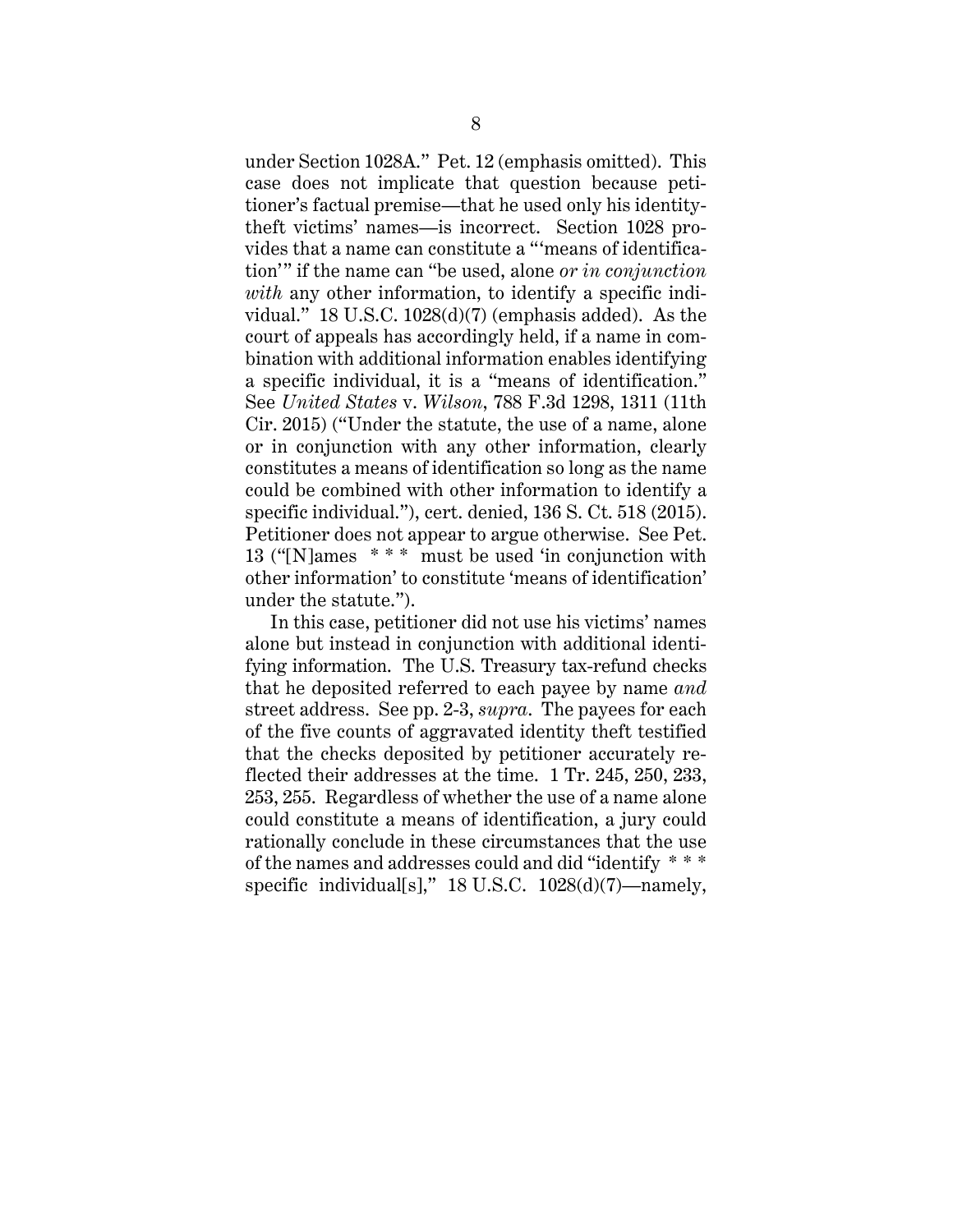under Section 1028A." Pet. 12 (emphasis omitted). This case does not implicate that question because petitioner's factual premise—that he used only his identity-theft victims' names—is incorrect. Section 1028 provides that a name can constitute a "'means of identification'" if the name can "be used, alone *or in conjunction with* any other information, to identify a specific individual." 18 U.S.C. 1028(d)(7) (emphasis added). As the court of appeals has accordingly held, if a name in combination with additional information enables identifying a specific individual, it is a "means of identification." See *United States* v. *Wilson*, 788 F.3d 1298, 1311 (11th Cir. 2015) ("Under the statute, the use of a name, alone or in conjunction with any other information, clearly constitutes a means of identification so long as the name could be combined with other information to identify a specific individual."), cert. denied, 136 S. Ct. 518 (2015). Petitioner does not appear to argue otherwise. See Pet. 13 ("[N]ames * * * must be used 'in conjunction with other information' to constitute 'means of identification' under the statute.").

In this case, petitioner did not use his victims' names alone but instead in conjunction with additional identifying information. The U.S. Treasury tax-refund checks that he deposited referred to each payee by name *and* street address. See pp. 2-3, *supra*. The payees for each of the five counts of aggravated identity theft testified that the checks deposited by petitioner accurately reflected their addresses at the time. 1 Tr. 245, 250, 233, 253, 255. Regardless of whether the use of a name alone could constitute a means of identification, a jury could rationally conclude in these circumstances that the use of the names and addresses could and did "identify * * * specific individual[s]," 18 U.S.C. 1028(d)(7)—namely,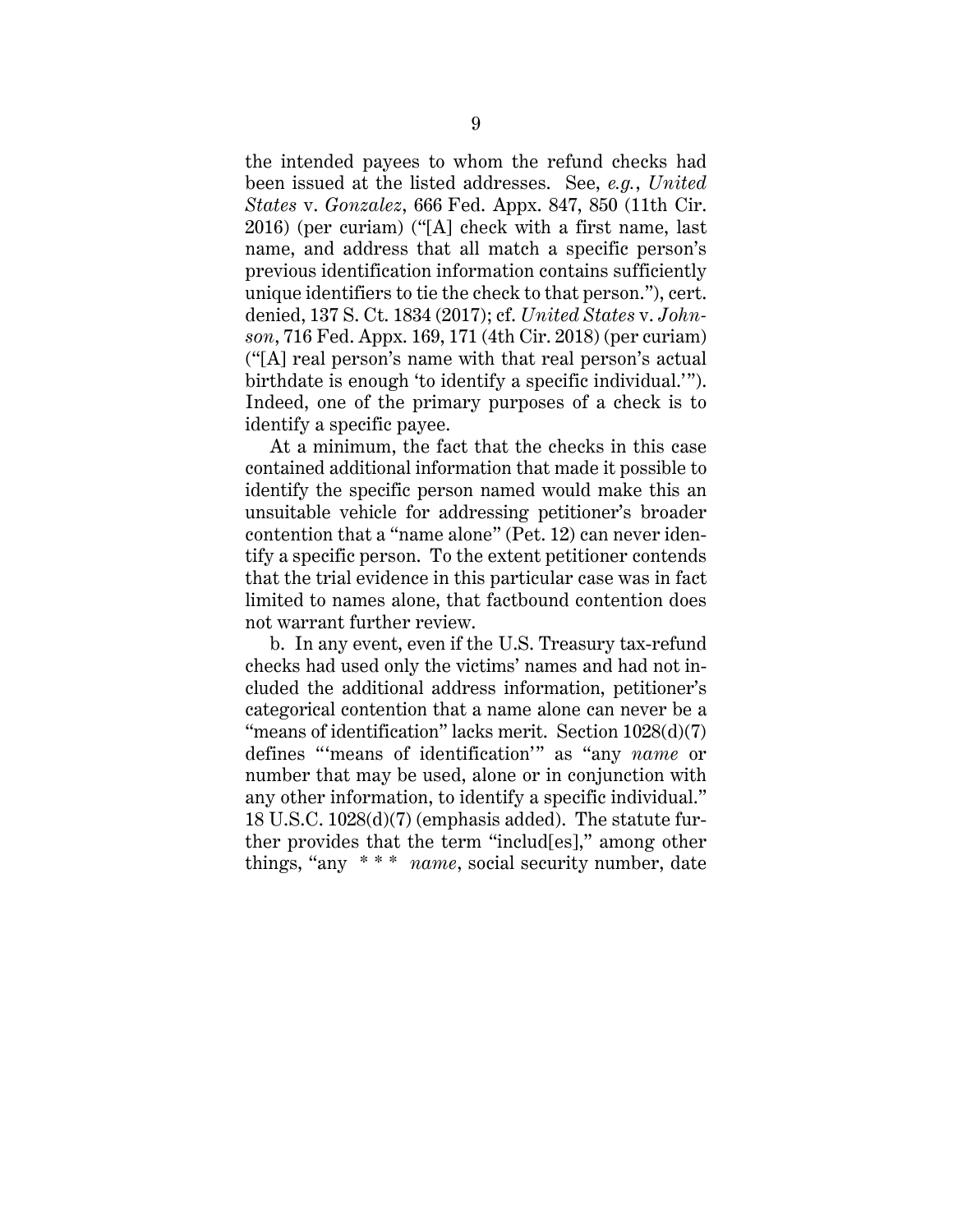the intended payees to whom the refund checks had been issued at the listed addresses. See, *e.g.*, *United States* v. *Gonzalez*, 666 Fed. Appx. 847, 850 (11th Cir. 2016) (per curiam) ("[A] check with a first name, last name, and address that all match a specific person's previous identification information contains sufficiently unique identifiers to tie the check to that person."), cert. denied, 137 S. Ct. 1834 (2017); cf. *United States* v. *Johnson*, 716 Fed. Appx. 169, 171 (4th Cir. 2018) (per curiam) ("[A] real person's name with that real person's actual birthdate is enough 'to identify a specific individual.'"). Indeed, one of the primary purposes of a check is to identify a specific payee.

At a minimum, the fact that the checks in this case contained additional information that made it possible to identify the specific person named would make this an unsuitable vehicle for addressing petitioner's broader contention that a "name alone" (Pet. 12) can never identify a specific person. To the extent petitioner contends that the trial evidence in this particular case was in fact limited to names alone, that factbound contention does not warrant further review.

b. In any event, even if the U.S. Treasury tax-refund checks had used only the victims' names and had not included the additional address information, petitioner's categorical contention that a name alone can never be a "means of identification" lacks merit. Section 1028(d)(7) defines "'means of identification'" as "any *name* or number that may be used, alone or in conjunction with any other information, to identify a specific individual." 18 U.S.C. 1028(d)(7) (emphasis added). The statute further provides that the term "includ[es]," among other things, "any * * * *name*, social security number, date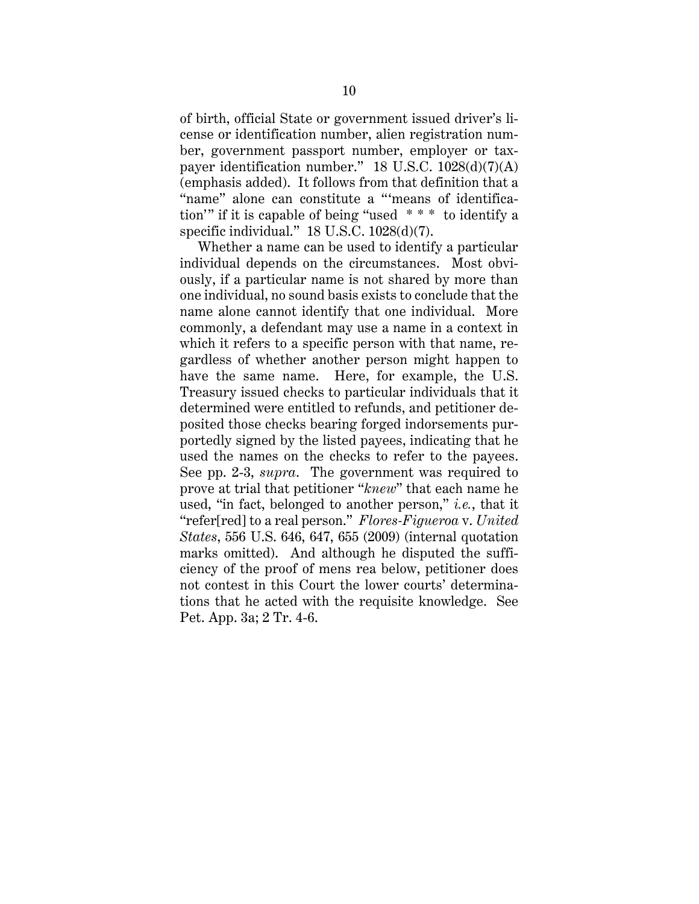of birth, official State or government issued driver's license or identification number, alien registration number, government passport number, employer or taxpayer identification number." 18 U.S.C. 1028(d)(7)(A) (emphasis added). It follows from that definition that a "name" alone can constitute a "'means of identification'" if it is capable of being "used * * * to identify a specific individual." 18 U.S.C. 1028(d)(7).

Whether a name can be used to identify a particular individual depends on the circumstances. Most obviously, if a particular name is not shared by more than one individual, no sound basis exists to conclude that the name alone cannot identify that one individual. More commonly, a defendant may use a name in a context in which it refers to a specific person with that name, regardless of whether another person might happen to have the same name. Here, for example, the U.S. Treasury issued checks to particular individuals that it determined were entitled to refunds, and petitioner deposited those checks bearing forged indorsements purportedly signed by the listed payees, indicating that he used the names on the checks to refer to the payees. See pp. 2-3, *supra*. The government was required to prove at trial that petitioner "*knew*" that each name he used, "in fact, belonged to another person," *i.e.*, that it "refer[red] to a real person." *Flores-Figueroa* v. *United States*, 556 U.S. 646, 647, 655 (2009) (internal quotation marks omitted). And although he disputed the sufficiency of the proof of mens rea below, petitioner does not contest in this Court the lower courts' determinations that he acted with the requisite knowledge. See Pet. App. 3a; 2 Tr. 4-6.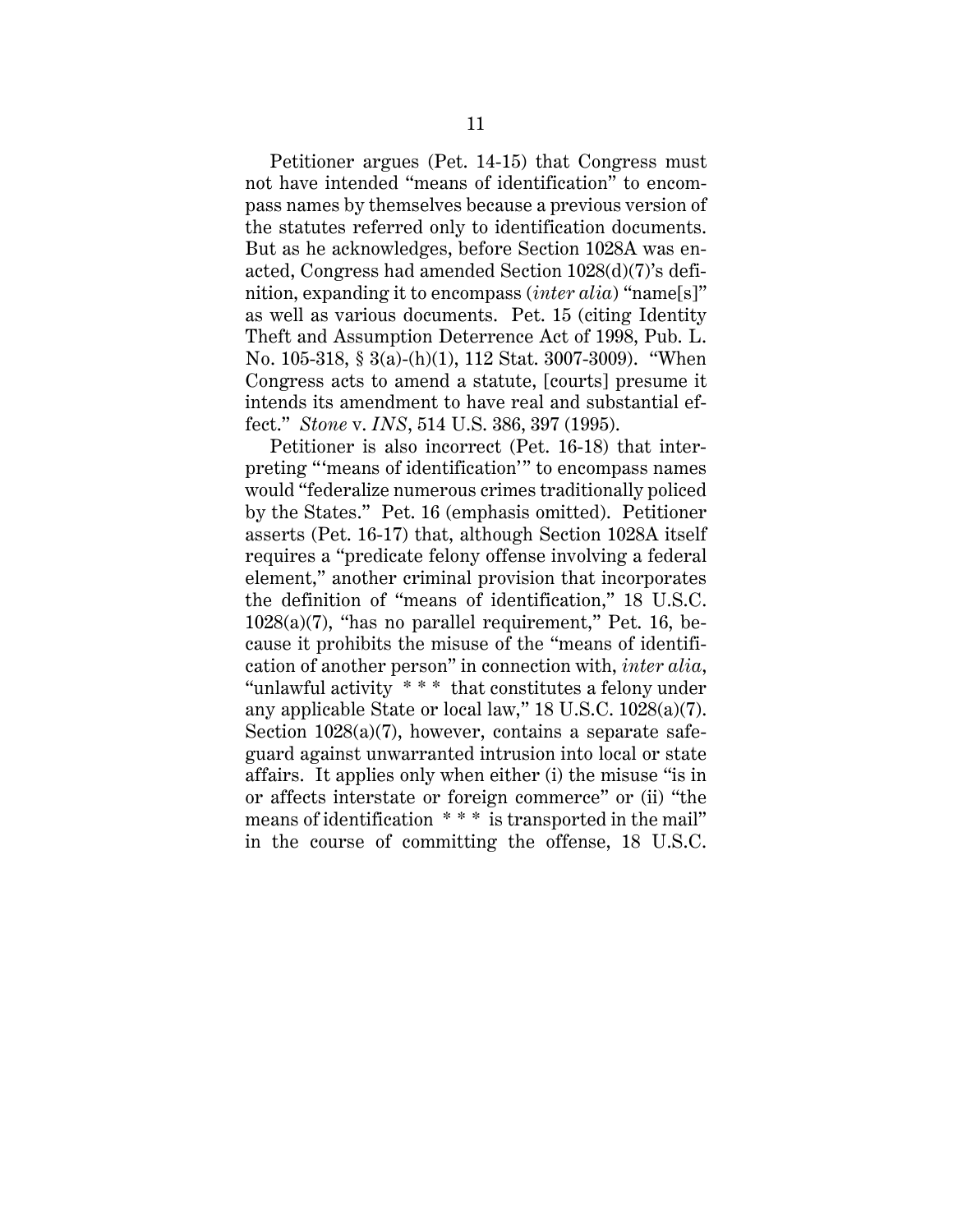Petitioner argues (Pet. 14-15) that Congress must not have intended "means of identification" to encompass names by themselves because a previous version of the statutes referred only to identification documents. But as he acknowledges, before Section 1028A was enacted, Congress had amended Section 1028(d)(7)'s definition, expanding it to encompass (*inter alia*) "name[s]" as well as various documents. Pet. 15 (citing Identity Theft and Assumption Deterrence Act of 1998, Pub. L. No. 105-318, § 3(a)-(h)(1), 112 Stat. 3007-3009). "When Congress acts to amend a statute, [courts] presume it intends its amendment to have real and substantial effect." *Stone* v. *INS*, 514 U.S. 386, 397 (1995).

Petitioner is also incorrect (Pet. 16-18) that interpreting "'means of identification'" to encompass names would "federalize numerous crimes traditionally policed by the States." Pet. 16 (emphasis omitted). Petitioner asserts (Pet. 16-17) that, although Section 1028A itself requires a "predicate felony offense involving a federal element," another criminal provision that incorporates the definition of "means of identification," 18 U.S.C. 1028(a)(7), "has no parallel requirement," Pet. 16, because it prohibits the misuse of the "means of identification of another person" in connection with, *inter alia*, "unlawful activity * * * that constitutes a felony under any applicable State or local law," 18 U.S.C. 1028(a)(7). Section 1028(a)(7), however, contains a separate safeguard against unwarranted intrusion into local or state affairs. It applies only when either (i) the misuse "is in or affects interstate or foreign commerce" or (ii) "the means of identification * * * is transported in the mail" in the course of committing the offense, 18 U.S.C.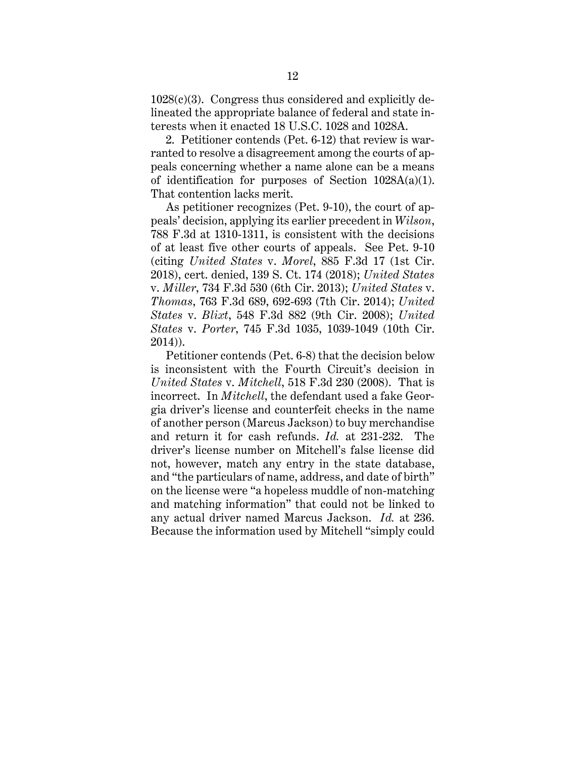1028(c)(3). Congress thus considered and explicitly delineated the appropriate balance of federal and state interests when it enacted 18 U.S.C. 1028 and 1028A.

2. Petitioner contends (Pet. 6-12) that review is warranted to resolve a disagreement among the courts of appeals concerning whether a name alone can be a means of identification for purposes of Section 1028A(a)(1). That contention lacks merit.

As petitioner recognizes (Pet. 9-10), the court of appeals' decision, applying its earlier precedent in *Wilson*, 788 F.3d at 1310-1311, is consistent with the decisions of at least five other courts of appeals. See Pet. 9-10 (citing *United States* v. *Morel*, 885 F.3d 17 (1st Cir. 2018), cert. denied, 139 S. Ct. 174 (2018); *United States* v. *Miller*, 734 F.3d 530 (6th Cir. 2013); *United States* v. *Thomas*, 763 F.3d 689, 692-693 (7th Cir. 2014); *United States* v. *Blixt*, 548 F.3d 882 (9th Cir. 2008); *United States* v. *Porter*, 745 F.3d 1035, 1039-1049 (10th Cir. 2014)).

Petitioner contends (Pet. 6-8) that the decision below is inconsistent with the Fourth Circuit's decision in *United States* v. *Mitchell*, 518 F.3d 230 (2008). That is incorrect. In *Mitchell*, the defendant used a fake Georgia driver's license and counterfeit checks in the name of another person (Marcus Jackson) to buy merchandise and return it for cash refunds. *Id.* at 231-232. The driver's license number on Mitchell's false license did not, however, match any entry in the state database, and "the particulars of name, address, and date of birth" on the license were "a hopeless muddle of non-matching and matching information" that could not be linked to any actual driver named Marcus Jackson. *Id.* at 236. Because the information used by Mitchell "simply could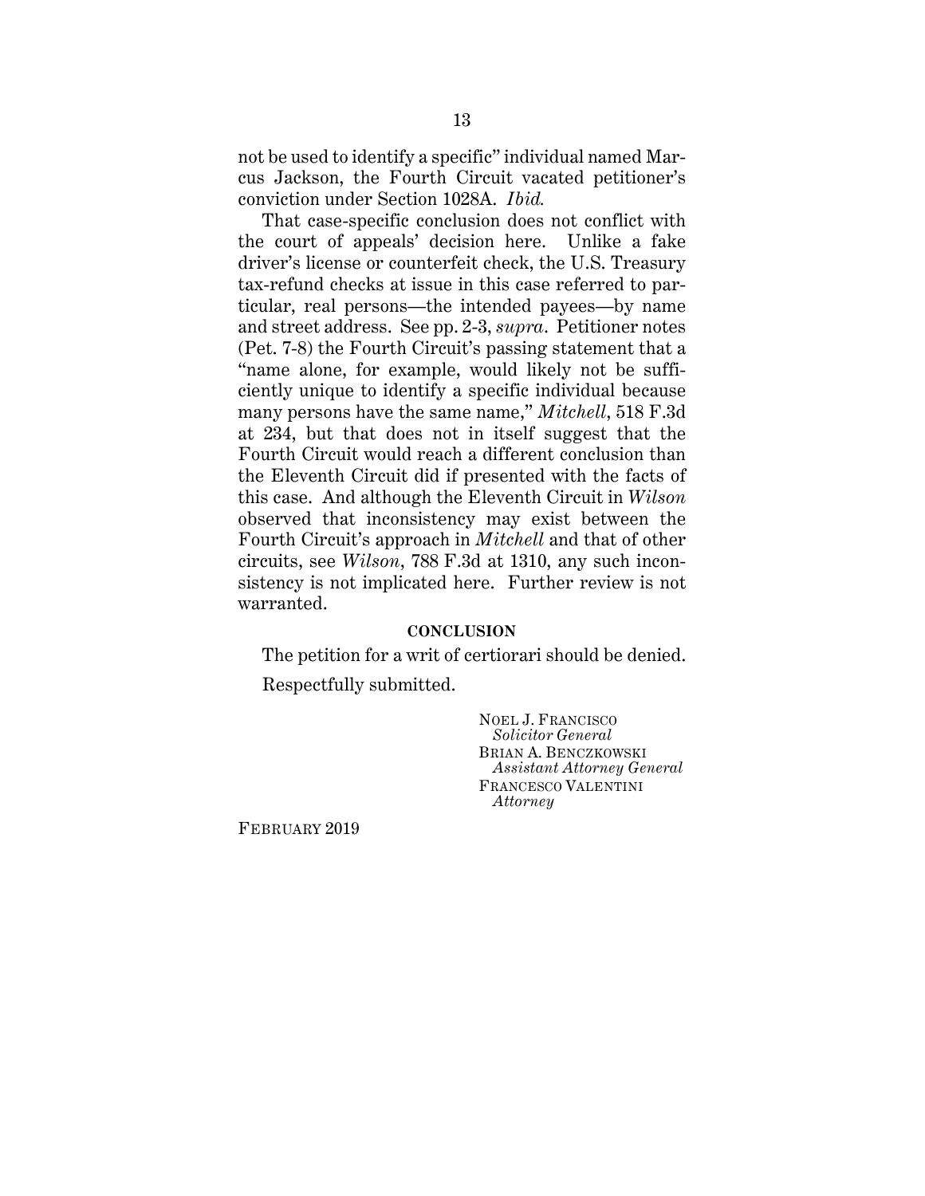not be used to identify a specific" individual named Marcus Jackson, the Fourth Circuit vacated petitioner's conviction under Section 1028A. *Ibid.*

That case-specific conclusion does not conflict with the court of appeals' decision here. Unlike a fake driver's license or counterfeit check, the U.S. Treasury tax-refund checks at issue in this case referred to particular, real persons—the intended payees—by name and street address. See pp. 2-3, *supra*. Petitioner notes (Pet. 7-8) the Fourth Circuit's passing statement that a "name alone, for example, would likely not be sufficiently unique to identify a specific individual because many persons have the same name," *Mitchell*, 518 F.3d at 234, but that does not in itself suggest that the Fourth Circuit would reach a different conclusion than the Eleventh Circuit did if presented with the facts of this case. And although the Eleventh Circuit in *Wilson* observed that inconsistency may exist between the Fourth Circuit's approach in *Mitchell* and that of other circuits, see *Wilson*, 788 F.3d at 1310, any such inconsistency is not implicated here. Further review is not warranted.

## CONCLUSION

The petition for a writ of certiorari should be denied.

Respectfully submitted.

NOEL J. FRANCISCO
*Solicitor General*
BRIAN A. BENCZKOWSKI
*Assistant Attorney General*
FRANCESCO VALENTINI
*Attorney*

FEBRUARY 2019